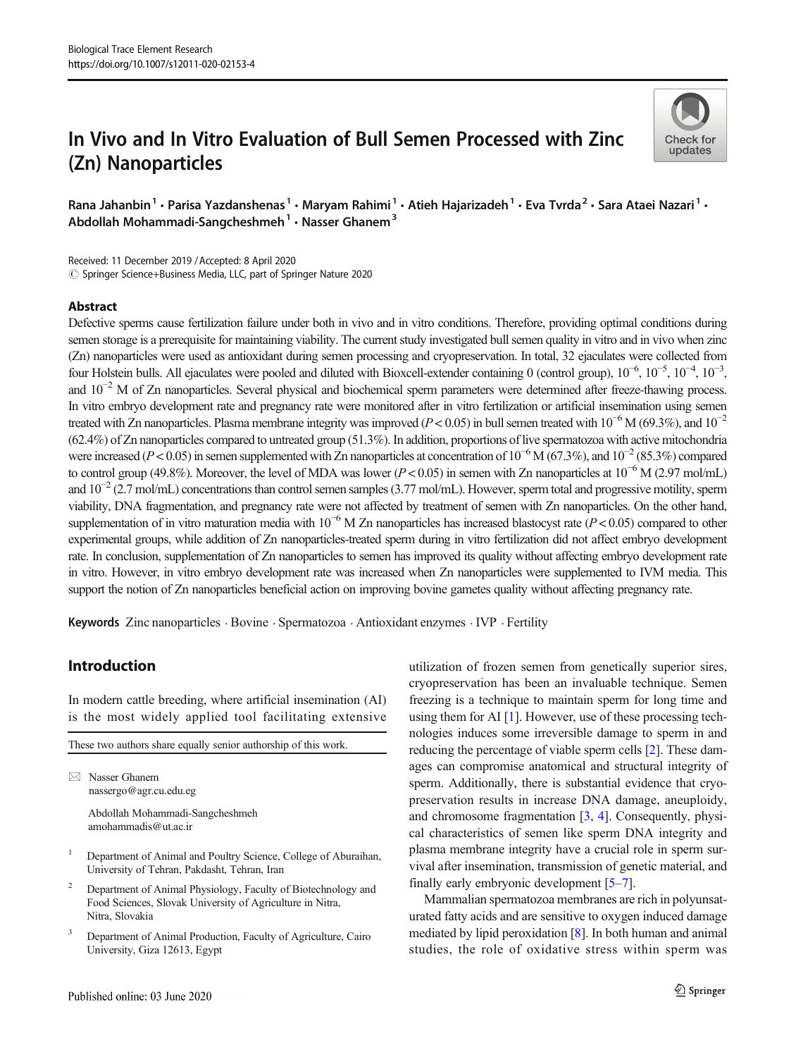# In Vivo and In Vitro Evaluation of Bull Semen Processed with Zinc (Zn) Nanoparticles

Rana Jahanbin[1] · Parisa Yazdanshenas[1] · Maryam Rahimi[1] · Atieh Hajarizadeh[1] · Eva Tvrda[2] · Sara Ataei Nazari[1] · Abdollah Mohammadi-Sangcheshmeh[1] · Nasser Ghanem[3]

Received: 11 December 2019 / Accepted: 8 April 2020
© Springer Science+Business Media, LLC, part of Springer Nature 2020

## Abstract

Defective sperms cause fertilization failure under both in vivo and in vitro conditions. Therefore, providing optimal conditions during semen storage is a prerequisite for maintaining viability. The current study investigated bull semen quality in vitro and in vivo when zinc (Zn) nanoparticles were used as antioxidant during semen processing and cryopreservation. In total, 32 ejaculates were collected from four Holstein bulls. All ejaculates were pooled and diluted with Bioxcell-extender containing 0 (control group), $10^{-6}$, $10^{-5}$, $10^{-4}$, $10^{-3}$, and $10^{-2}$ M of Zn nanoparticles. Several physical and biochemical sperm parameters were determined after freeze-thawing process. In vitro embryo development rate and pregnancy rate were monitored after in vitro fertilization or artificial insemination using semen treated with Zn nanoparticles. Plasma membrane integrity was improved ($P < 0.05$) in bull semen treated with $10^{-6}$ M (69.3%), and $10^{-2}$ (62.4%) of Zn nanoparticles compared to untreated group (51.3%). In addition, proportions of live spermatozoa with active mitochondria were increased ($P < 0.05$) in semen supplemented with Zn nanoparticles at concentration of $10^{-6}$ M (67.3%), and $10^{-2}$ (85.3%) compared to control group (49.8%). Moreover, the level of MDA was lower ($P < 0.05$) in semen with Zn nanoparticles at $10^{-6}$ M (2.97 mol/mL) and $10^{-2}$ (2.7 mol/mL) concentrations than control semen samples (3.77 mol/mL). However, sperm total and progressive motility, sperm viability, DNA fragmentation, and pregnancy rate were not affected by treatment of semen with Zn nanoparticles. On the other hand, supplementation of in vitro maturation media with $10^{-6}$ M Zn nanoparticles has increased blastocyst rate ($P < 0.05$) compared to other experimental groups, while addition of Zn nanoparticles-treated sperm during in vitro fertilization did not affect embryo development rate. In conclusion, supplementation of Zn nanoparticles to semen has improved its quality without affecting embryo development rate in vitro. However, in vitro embryo development rate was increased when Zn nanoparticles were supplemented to IVM media. This support the notion of Zn nanoparticles beneficial action on improving bovine gametes quality without affecting pregnancy rate.

**Keywords** Zinc nanoparticles · Bovine · Spermatozoa · Antioxidant enzymes · IVP · Fertility

## Introduction

In modern cattle breeding, where artificial insemination (AI) is the most widely applied tool facilitating extensive utilization of frozen semen from genetically superior sires, cryopreservation has been an invaluable technique. Semen freezing is a technique to maintain sperm for long time and using them for AI [1]. However, use of these processing technologies induces some irreversible damage to sperm in and reducing the percentage of viable sperm cells [2]. These damages can compromise anatomical and structural integrity of sperm. Additionally, there is substantial evidence that cryopreservation results in increase DNA damage, aneuploidy, and chromosome fragmentation [3, 4]. Consequently, physical characteristics of semen like sperm DNA integrity and plasma membrane integrity have a crucial role in sperm survival after insemination, transmission of genetic material, and finally early embryonic development [5–7].

Mammalian spermatozoa membranes are rich in polyunsaturated fatty acids and are sensitive to oxygen induced damage mediated by lipid peroxidation [8]. In both human and animal studies, the role of oxidative stress within sperm was

---

These two authors share equally senior authorship of this work.

✉ Nasser Ghanem
nassergo@agr.cu.edu.eg

Abdollah Mohammadi-Sangcheshmeh
amohammadis@ut.ac.ir

[1] Department of Animal and Poultry Science, College of Aburaihan, University of Tehran, Pakdasht, Tehran, Iran

[2] Department of Animal Physiology, Faculty of Biotechnology and Food Sciences, Slovak University of Agriculture in Nitra, Nitra, Slovakia

[3] Department of Animal Production, Faculty of Agriculture, Cairo University, Giza 12613, Egypt

Published online: 03 June 2020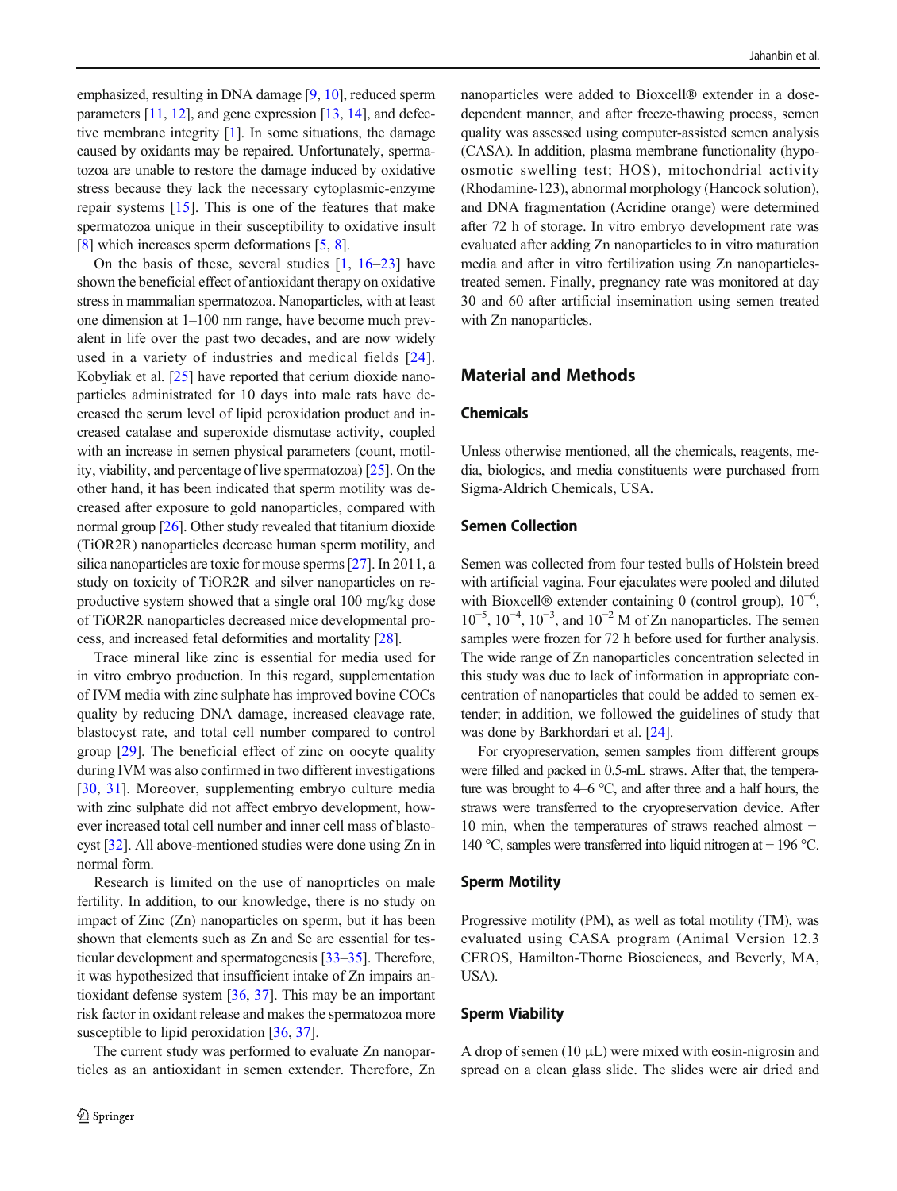emphasized, resulting in DNA damage [9, 10], reduced sperm parameters [11, 12], and gene expression [13, 14], and defective membrane integrity [1]. In some situations, the damage caused by oxidants may be repaired. Unfortunately, spermatozoa are unable to restore the damage induced by oxidative stress because they lack the necessary cytoplasmic-enzyme repair systems [15]. This is one of the features that make spermatozoa unique in their susceptibility to oxidative insult [8] which increases sperm deformations [5, 8].

On the basis of these, several studies [1, 16–23] have shown the beneficial effect of antioxidant therapy on oxidative stress in mammalian spermatozoa. Nanoparticles, with at least one dimension at 1–100 nm range, have become much prevalent in life over the past two decades, and are now widely used in a variety of industries and medical fields [24]. Kobyliak et al. [25] have reported that cerium dioxide nanoparticles administrated for 10 days into male rats have decreased the serum level of lipid peroxidation product and increased catalase and superoxide dismutase activity, coupled with an increase in semen physical parameters (count, motility, viability, and percentage of live spermatozoa) [25]. On the other hand, it has been indicated that sperm motility was decreased after exposure to gold nanoparticles, compared with normal group [26]. Other study revealed that titanium dioxide (TiOR2R) nanoparticles decrease human sperm motility, and silica nanoparticles are toxic for mouse sperms [27]. In 2011, a study on toxicity of TiOR2R and silver nanoparticles on reproductive system showed that a single oral 100 mg/kg dose of TiOR2R nanoparticles decreased mice developmental process, and increased fetal deformities and mortality [28].

Trace mineral like zinc is essential for media used for in vitro embryo production. In this regard, supplementation of IVM media with zinc sulphate has improved bovine COCs quality by reducing DNA damage, increased cleavage rate, blastocyst rate, and total cell number compared to control group [29]. The beneficial effect of zinc on oocyte quality during IVM was also confirmed in two different investigations [30, 31]. Moreover, supplementing embryo culture media with zinc sulphate did not affect embryo development, however increased total cell number and inner cell mass of blastocyst [32]. All above-mentioned studies were done using Zn in normal form.

Research is limited on the use of nanoprticles on male fertility. In addition, to our knowledge, there is no study on impact of Zinc (Zn) nanoparticles on sperm, but it has been shown that elements such as Zn and Se are essential for testicular development and spermatogenesis [33–35]. Therefore, it was hypothesized that insufficient intake of Zn impairs antioxidant defense system [36, 37]. This may be an important risk factor in oxidant release and makes the spermatozoa more susceptible to lipid peroxidation [36, 37].

The current study was performed to evaluate Zn nanoparticles as an antioxidant in semen extender. Therefore, Zn nanoparticles were added to Bioxcell® extender in a dose-dependent manner, and after freeze-thawing process, semen quality was assessed using computer-assisted semen analysis (CASA). In addition, plasma membrane functionality (hypoosmotic swelling test; HOS), mitochondrial activity (Rhodamine-123), abnormal morphology (Hancock solution), and DNA fragmentation (Acridine orange) were determined after 72 h of storage. In vitro embryo development rate was evaluated after adding Zn nanoparticles to in vitro maturation media and after in vitro fertilization using Zn nanoparticles-treated semen. Finally, pregnancy rate was monitored at day 30 and 60 after artificial insemination using semen treated with Zn nanoparticles.

## Material and Methods

### Chemicals

Unless otherwise mentioned, all the chemicals, reagents, media, biologics, and media constituents were purchased from Sigma-Aldrich Chemicals, USA.

### Semen Collection

Semen was collected from four tested bulls of Holstein breed with artificial vagina. Four ejaculates were pooled and diluted with Bioxcell® extender containing 0 (control group), $10^{-6}$, $10^{-5}$, $10^{-4}$, $10^{-3}$, and $10^{-2}$ M of Zn nanoparticles. The semen samples were frozen for 72 h before used for further analysis. The wide range of Zn nanoparticles concentration selected in this study was due to lack of information in appropriate concentration of nanoparticles that could be added to semen extender; in addition, we followed the guidelines of study that was done by Barkhordari et al. [24].

For cryopreservation, semen samples from different groups were filled and packed in 0.5-mL straws. After that, the temperature was brought to 4–6 °C, and after three and a half hours, the straws were transferred to the cryopreservation device. After 10 min, when the temperatures of straws reached almost − 140 °C, samples were transferred into liquid nitrogen at − 196 °C.

### Sperm Motility

Progressive motility (PM), as well as total motility (TM), was evaluated using CASA program (Animal Version 12.3 CEROS, Hamilton-Thorne Biosciences, and Beverly, MA, USA).

### Sperm Viability

A drop of semen (10 μL) were mixed with eosin-nigrosin and spread on a clean glass slide. The slides were air dried and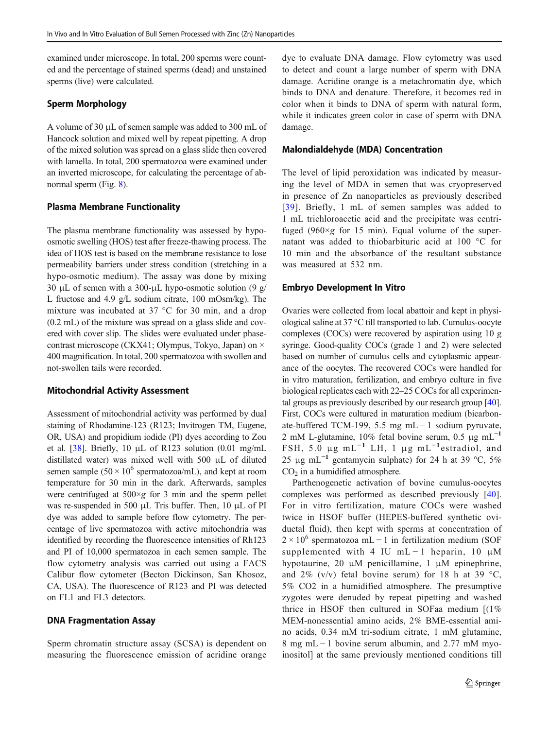examined under microscope. In total, 200 sperms were counted and the percentage of stained sperms (dead) and unstained sperms (live) were calculated.

### Sperm Morphology

A volume of 30 μL of semen sample was added to 300 mL of Hancock solution and mixed well by repeat pipetting. A drop of the mixed solution was spread on a glass slide then covered with lamella. In total, 200 spermatozoa were examined under an inverted microscope, for calculating the percentage of abnormal sperm (Fig. 8).

### Plasma Membrane Functionality

The plasma membrane functionality was assessed by hypo-osmotic swelling (HOS) test after freeze-thawing process. The idea of HOS test is based on the membrane resistance to lose permeability barriers under stress condition (stretching in a hypo-osmotic medium). The assay was done by mixing 30 μL of semen with a 300-μL hypo-osmotic solution (9 g/L fructose and 4.9 g/L sodium citrate, 100 mOsm/kg). The mixture was incubated at 37 °C for 30 min, and a drop (0.2 mL) of the mixture was spread on a glass slide and covered with cover slip. The slides were evaluated under phase-contrast microscope (CKX41; Olympus, Tokyo, Japan) on × 400 magnification. In total, 200 spermatozoa with swollen and not-swollen tails were recorded.

### Mitochondrial Activity Assessment

Assessment of mitochondrial activity was performed by dual staining of Rhodamine-123 (R123; Invitrogen TM, Eugene, OR, USA) and propidium iodide (PI) dyes according to Zou et al. [38]. Briefly, 10 μL of R123 solution (0.01 mg/mL distilled water) was mixed well with 500 μL of diluted semen sample ($50 \times 10^6$ spermatozoa/mL), and kept at room temperature for 30 min in the dark. Afterwards, samples were centrifuged at 500×*g* for 3 min and the sperm pellet was re-suspended in 500 μL Tris buffer. Then, 10 μL of PI dye was added to sample before flow cytometry. The percentage of live spermatozoa with active mitochondria was identified by recording the fluorescence intensities of Rh123 and PI of 10,000 spermatozoa in each semen sample. The flow cytometry analysis was carried out using a FACS Calibur flow cytometer (Becton Dickinson, San Khosoz, CA, USA). The fluorescence of R123 and PI was detected on FL1 and FL3 detectors.

### DNA Fragmentation Assay

Sperm chromatin structure assay (SCSA) is dependent on measuring the fluorescence emission of acridine orange dye to evaluate DNA damage. Flow cytometry was used to detect and count a large number of sperm with DNA damage. Acridine orange is a metachromatin dye, which binds to DNA and denature. Therefore, it becomes red in color when it binds to DNA of sperm with natural form, while it indicates green color in case of sperm with DNA damage.

### Malondialdehyde (MDA) Concentration

The level of lipid peroxidation was indicated by measuring the level of MDA in semen that was cryopreserved in presence of Zn nanoparticles as previously described [39]. Briefly, 1 mL of semen samples was added to 1 mL trichloroacetic acid and the precipitate was centrifuged (960×*g* for 15 min). Equal volume of the supernatant was added to thiobarbituric acid at 100 °C for 10 min and the absorbance of the resultant substance was measured at 532 nm.

### Embryo Development In Vitro

Ovaries were collected from local abattoir and kept in physiological saline at 37 °C till transported to lab. Cumulus-oocyte complexes (COCs) were recovered by aspiration using 10 g syringe. Good-quality COCs (grade 1 and 2) were selected based on number of cumulus cells and cytoplasmic appearance of the oocytes. The recovered COCs were handled for in vitro maturation, fertilization, and embryo culture in five biological replicates each with 22–25 COCs for all experimental groups as previously described by our research group [40]. First, COCs were cultured in maturation medium (bicarbonate-buffered TCM-199, 5.5 mg $mL^{-1}$ sodium pyruvate, 2 mM L-glutamine, 10% fetal bovine serum, 0.5 μg $mL^{-1}$ FSH, 5.0 μg $mL^{-1}$ LH, 1 μg $mL^{-1}$estradiol, and 25 μg $mL^{-1}$ gentamycin sulphate) for 24 h at 39 °C, 5% $CO_2$ in a humidified atmosphere.

Parthenogenetic activation of bovine cumulus-oocytes complexes was performed as described previously [40]. For in vitro fertilization, mature COCs were washed twice in HSOF buffer (HEPES-buffered synthetic oviductal fluid), then kept with sperms at concentration of $2 \times 10^6$ spermatozoa $mL^{-1}$ in fertilization medium (SOF supplemented with 4 IU $mL^{-1}$ heparin, 10 μM hypotaurine, 20 μM penicillamine, 1 μM epinephrine, and 2% (v/v) fetal bovine serum) for 18 h at 39 °C, 5% $CO_2$ in a humidified atmosphere. The presumptive zygotes were denuded by repeat pipetting and washed thrice in HSOF then cultured in SOFaa medium [(1% MEM-nonessential amino acids, 2% BME-essential amino acids, 0.34 mM tri-sodium citrate, 1 mM glutamine, 8 mg $mL^{-1}$ bovine serum albumin, and 2.77 mM myo-inositol] at the same previously mentioned conditions till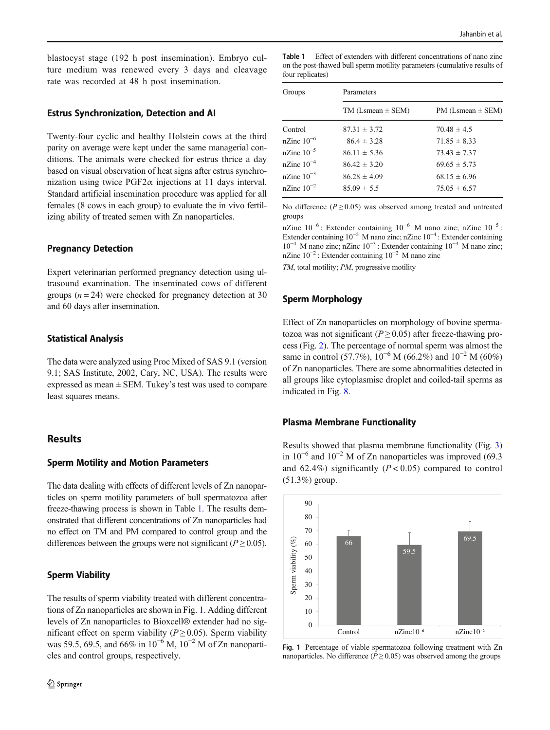blastocyst stage (192 h post insemination). Embryo culture medium was renewed every 3 days and cleavage rate was recorded at 48 h post insemination.

### Estrus Synchronization, Detection and AI

Twenty-four cyclic and healthy Holstein cows at the third parity on average were kept under the same managerial conditions. The animals were checked for estrus thrice a day based on visual observation of heat signs after estrus synchronization using twice PGF2$\alpha$ injections at 11 days interval. Standard artificial insemination procedure was applied for all females (8 cows in each group) to evaluate the in vivo fertilizing ability of treated semen with Zn nanoparticles.

### Pregnancy Detection

Expert veterinarian performed pregnancy detection using ultrasound examination. The inseminated cows of different groups ($n = 24$) were checked for pregnancy detection at 30 and 60 days after insemination.

### Statistical Analysis

The data were analyzed using Proc Mixed of SAS 9.1 (version 9.1; SAS Institute, 2002, Cary, NC, USA). The results were expressed as mean ± SEM. Tukey's test was used to compare least squares means.

## Results

### Sperm Motility and Motion Parameters

The data dealing with effects of different levels of Zn nanoparticles on sperm motility parameters of bull spermatozoa after freeze-thawing process is shown in Table 1. The results demonstrated that different concentrations of Zn nanoparticles had no effect on TM and PM compared to control group and the differences between the groups were not significant ($P \geq 0.05$).

### Sperm Viability

The results of sperm viability treated with different concentrations of Zn nanoparticles are shown in Fig. 1. Adding different levels of Zn nanoparticles to Bioxcell® extender had no significant effect on sperm viability ($P \geq 0.05$). Sperm viability was 59.5, 69.5, and 66% in $10^{-6}$ M, $10^{-2}$ M of Zn nanoparticles and control groups, respectively.

**Table 1** Effect of extenders with different concentrations of nano zinc on the post-thawed bull sperm motility parameters (cumulative results of four replicates)

| Groups | Parameters | |
|---|---|---|
| | TM (Lsmean ± SEM) | PM (Lsmean ± SEM) |
| Control | 87.31 ± 3.72 | 70.48 ± 4.5 |
| nZinc $10^{-6}$ | 86.4 ± 3.28 | 71.85 ± 8.33 |
| nZinc $10^{-5}$ | 86.11 ± 5.36 | 73.43 ± 7.37 |
| nZinc $10^{-4}$ | 86.42 ± 3.20 | 69.65 ± 5.73 |
| nZinc $10^{-3}$ | 86.28 ± 4.09 | 68.15 ± 6.96 |
| nZinc $10^{-2}$ | 85.09 ± 5.5 | 75.05 ± 6.57 |

No difference ($P \geq 0.05$) was observed among treated and untreated groups

nZinc $10^{-6}$: Extender containing $10^{-6}$ M nano zinc; nZinc $10^{-5}$: Extender containing $10^{-5}$ M nano zinc; nZinc $10^{-4}$: Extender containing $10^{-4}$ M nano zinc; nZinc $10^{-3}$: Extender containing $10^{-3}$ M nano zinc; nZinc $10^{-2}$: Extender containing $10^{-2}$ M nano zinc

*TM*, total motility; *PM*, progressive motility

### Sperm Morphology

Effect of Zn nanoparticles on morphology of bovine spermatozoa was not significant ($P \geq 0.05$) after freeze-thawing process (Fig. 2). The percentage of normal sperm was almost the same in control (57.7%), $10^{-6}$ M (66.2%) and $10^{-2}$ M (60%) of Zn nanoparticles. There are some abnormalities detected in all groups like cytoplasmisc droplet and coiled-tail sperms as indicated in Fig. 8.

### Plasma Membrane Functionality

Results showed that plasma membrane functionality (Fig. 3) in $10^{-6}$ and $10^{-2}$ M of Zn nanoparticles was improved (69.3 and 62.4%) significantly ($P < 0.05$) compared to control (51.3%) group.

| Group | Sperm viability (%) |
|---|---|
| Control | 66 |
| nZinc$10^{-6}$ | 59.5 |
| nZinc$10^{-2}$ | 69.5 |

**Fig. 1** Percentage of viable spermatozoa following treatment with Zn nanoparticles. No difference ($P \geq 0.05$) was observed among the groups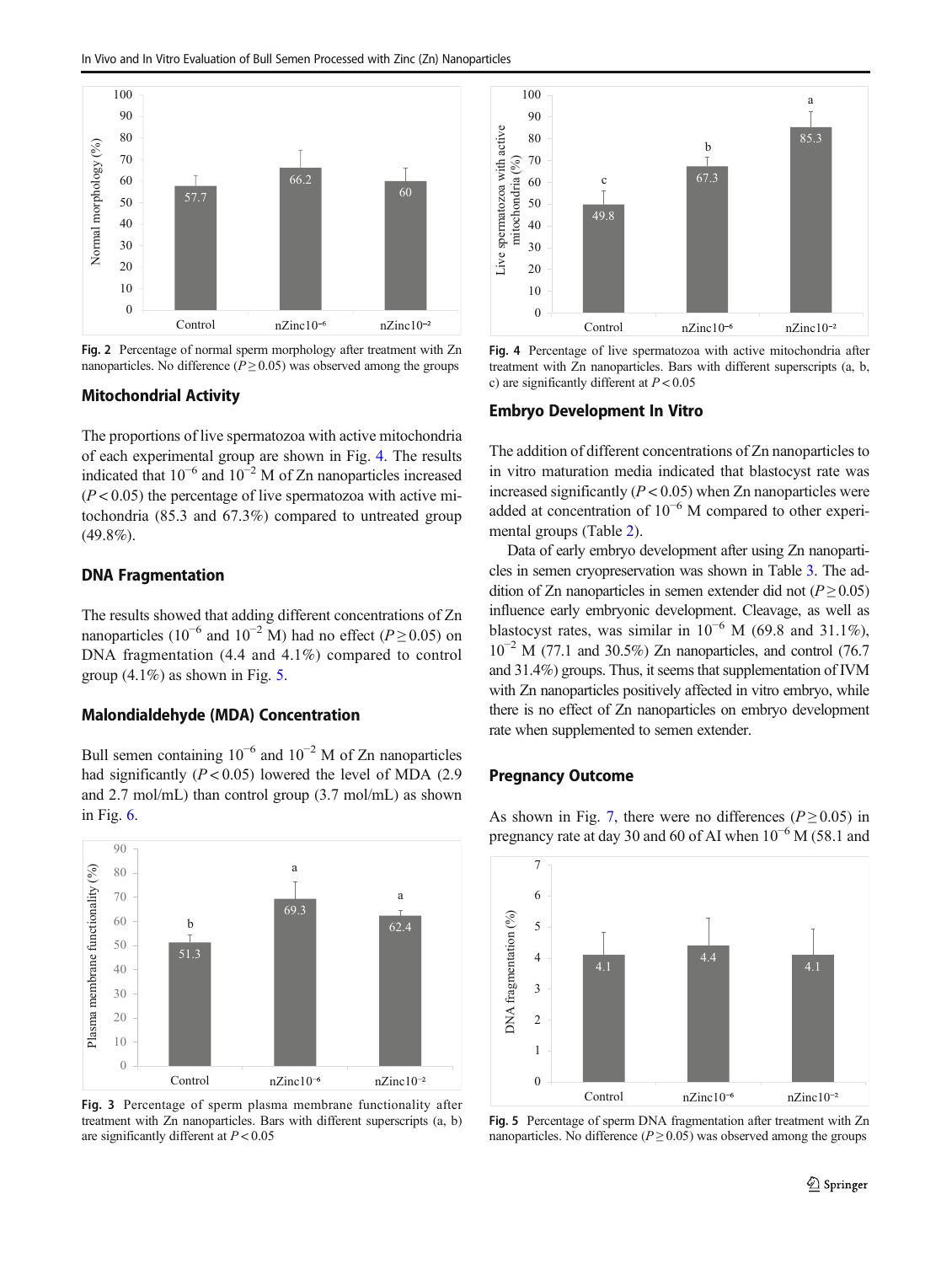Fig. 2 Percentage of normal sperm morphology after treatment with Zn nanoparticles. No difference ($P \geq 0.05$) was observed among the groups

### Mitochondrial Activity

The proportions of live spermatozoa with active mitochondria of each experimental group are shown in Fig. 4. The results indicated that $10^{-6}$ and $10^{-2}$ M of Zn nanoparticles increased ($P < 0.05$) the percentage of live spermatozoa with active mitochondria (85.3 and 67.3%) compared to untreated group (49.8%).

### DNA Fragmentation

The results showed that adding different concentrations of Zn nanoparticles ($10^{-6}$ and $10^{-2}$ M) had no effect ($P \geq 0.05$) on DNA fragmentation (4.4 and 4.1%) compared to control group (4.1%) as shown in Fig. 5.

### Malondialdehyde (MDA) Concentration

Bull semen containing $10^{-6}$ and $10^{-2}$ M of Zn nanoparticles had significantly ($P < 0.05$) lowered the level of MDA (2.9 and 2.7 mol/mL) than control group (3.7 mol/mL) as shown in Fig. 6.

Fig. 3 Percentage of sperm plasma membrane functionality after treatment with Zn nanoparticles. Bars with different superscripts (a, b) are significantly different at $P < 0.05$

Fig. 4 Percentage of live spermatozoa with active mitochondria after treatment with Zn nanoparticles. Bars with different superscripts (a, b, c) are significantly different at $P < 0.05$

### Embryo Development In Vitro

The addition of different concentrations of Zn nanoparticles to in vitro maturation media indicated that blastocyst rate was increased significantly ($P < 0.05$) when Zn nanoparticles were added at concentration of $10^{-6}$ M compared to other experimental groups (Table 2).

Data of early embryo development after using Zn nanoparticles in semen cryopreservation was shown in Table 3. The addition of Zn nanoparticles in semen extender did not ($P \geq 0.05$) influence early embryonic development. Cleavage, as well as blastocyst rates, was similar in $10^{-6}$ M (69.8 and 31.1%), $10^{-2}$ M (77.1 and 30.5%) Zn nanoparticles, and control (76.7 and 31.4%) groups. Thus, it seems that supplementation of IVM with Zn nanoparticles positively affected in vitro embryo, while there is no effect of Zn nanoparticles on embryo development rate when supplemented to semen extender.

### Pregnancy Outcome

As shown in Fig. 7, there were no differences ($P \geq 0.05$) in pregnancy rate at day 30 and 60 of AI when $10^{-6}$ M (58.1 and

Fig. 5 Percentage of sperm DNA fragmentation after treatment with Zn nanoparticles. No difference ($P \geq 0.05$) was observed among the groups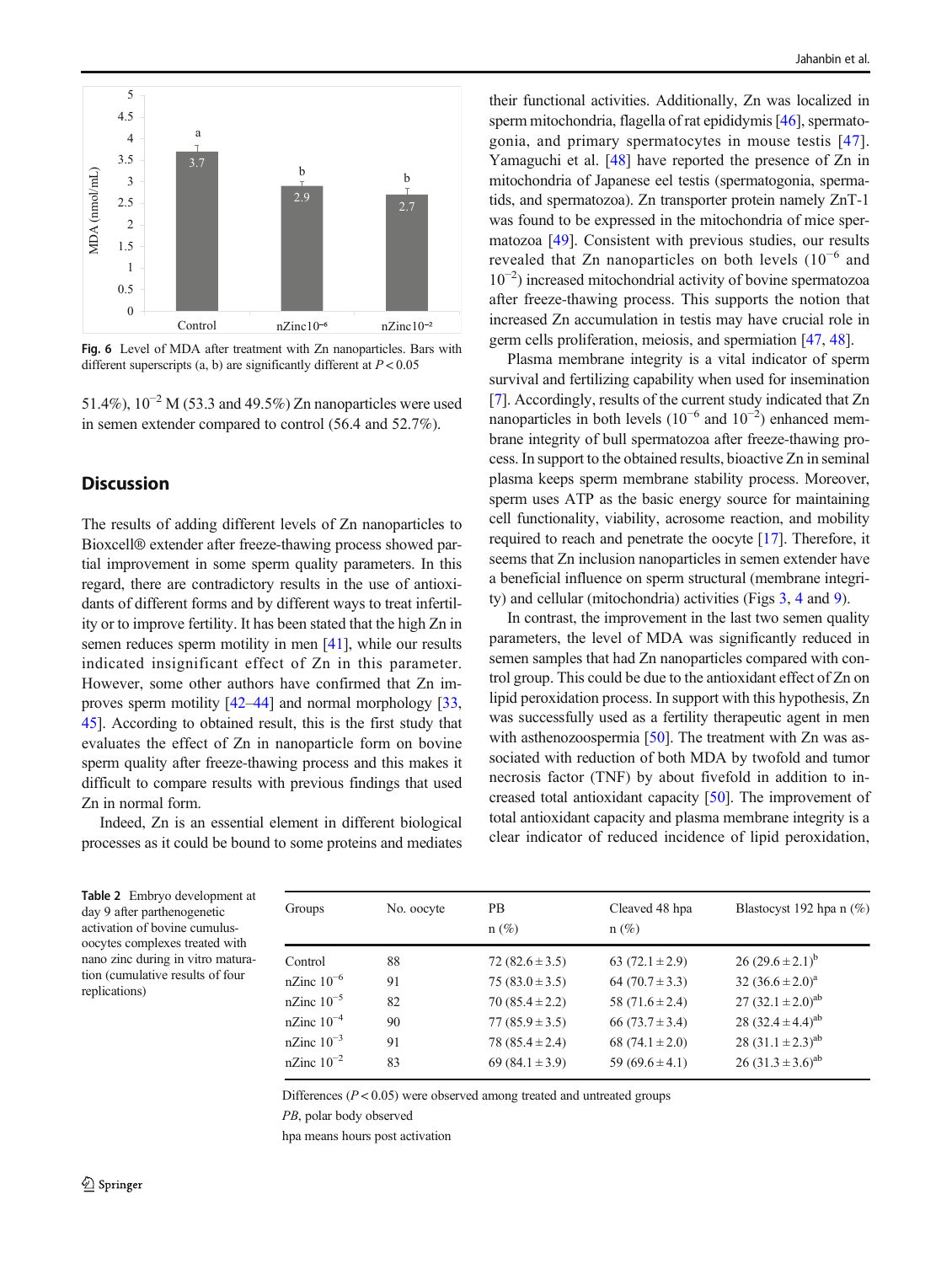Fig. 6 Level of MDA after treatment with Zn nanoparticles. Bars with different superscripts (a, b) are significantly different at $P < 0.05$

51.4%), $10^{-2}$ M (53.3 and 49.5%) Zn nanoparticles were used in semen extender compared to control (56.4 and 52.7%).

## Discussion

The results of adding different levels of Zn nanoparticles to Bioxcell® extender after freeze-thawing process showed partial improvement in some sperm quality parameters. In this regard, there are contradictory results in the use of antioxidants of different forms and by different ways to treat infertility or to improve fertility. It has been stated that the high Zn in semen reduces sperm motility in men [41], while our results indicated insignificant effect of Zn in this parameter. However, some other authors have confirmed that Zn improves sperm motility [42–44] and normal morphology [33, 45]. According to obtained result, this is the first study that evaluates the effect of Zn in nanoparticle form on bovine sperm quality after freeze-thawing process and this makes it difficult to compare results with previous findings that used Zn in normal form.

Indeed, Zn is an essential element in different biological processes as it could be bound to some proteins and mediates their functional activities. Additionally, Zn was localized in sperm mitochondria, flagella of rat epididymis [46], spermatogonia, and primary spermatocytes in mouse testis [47]. Yamaguchi et al. [48] have reported the presence of Zn in mitochondria of Japanese eel testis (spermatogonia, spermatids, and spermatozoa). Zn transporter protein namely ZnT-1 was found to be expressed in the mitochondria of mice spermatozoa [49]. Consistent with previous studies, our results revealed that Zn nanoparticles on both levels ($10^{-6}$ and $10^{-2}$) increased mitochondrial activity of bovine spermatozoa after freeze-thawing process. This supports the notion that increased Zn accumulation in testis may have crucial role in germ cells proliferation, meiosis, and spermiation [47, 48].

Plasma membrane integrity is a vital indicator of sperm survival and fertilizing capability when used for insemination [7]. Accordingly, results of the current study indicated that Zn nanoparticles in both levels ($10^{-6}$ and $10^{-2}$) enhanced membrane integrity of bull spermatozoa after freeze-thawing process. In support to the obtained results, bioactive Zn in seminal plasma keeps sperm membrane stability process. Moreover, sperm uses ATP as the basic energy source for maintaining cell functionality, viability, acrosome reaction, and mobility required to reach and penetrate the oocyte [17]. Therefore, it seems that Zn inclusion nanoparticles in semen extender have a beneficial influence on sperm structural (membrane integrity) and cellular (mitochondria) activities (Figs 3, 4 and 9).

In contrast, the improvement in the last two semen quality parameters, the level of MDA was significantly reduced in semen samples that had Zn nanoparticles compared with control group. This could be due to the antioxidant effect of Zn on lipid peroxidation process. In support with this hypothesis, Zn was successfully used as a fertility therapeutic agent in men with asthenozoospermia [50]. The treatment with Zn was associated with reduction of both MDA by twofold and tumor necrosis factor (TNF) by about fivefold in addition to increased total antioxidant capacity [50]. The improvement of total antioxidant capacity and plasma membrane integrity is a clear indicator of reduced incidence of lipid peroxidation,

**Table 2** Embryo development at day 9 after parthenogenetic activation of bovine cumulus-oocytes complexes treated with nano zinc during in vitro maturation (cumulative results of four replications)

| Groups | No. oocyte | PB n (%) | Cleaved 48 hpa n (%) | Blastocyst 192 hpa n (%) |
|---|---|---|---|---|
| Control | 88 | 72 (82.6 ± 3.5) | 63 (72.1 ± 2.9) | 26 (29.6 ± 2.1)[b] |
| nZinc $10^{-6}$ | 91 | 75 (83.0 ± 3.5) | 64 (70.7 ± 3.3) | 32 (36.6 ± 2.0)[a] |
| nZinc $10^{-5}$ | 82 | 70 (85.4 ± 2.2) | 58 (71.6 ± 2.4) | 27 (32.1 ± 2.0)[ab] |
| nZinc $10^{-4}$ | 90 | 77 (85.9 ± 3.5) | 66 (73.7 ± 3.4) | 28 (32.4 ± 4.4)[ab] |
| nZinc $10^{-3}$ | 91 | 78 (85.4 ± 2.4) | 68 (74.1 ± 2.0) | 28 (31.1 ± 2.3)[ab] |
| nZinc $10^{-2}$ | 83 | 69 (84.1 ± 3.9) | 59 (69.6 ± 4.1) | 26 (31.3 ± 3.6)[ab] |

Differences ($P < 0.05$) were observed among treated and untreated groups

*PB*, polar body observed

hpa means hours post activation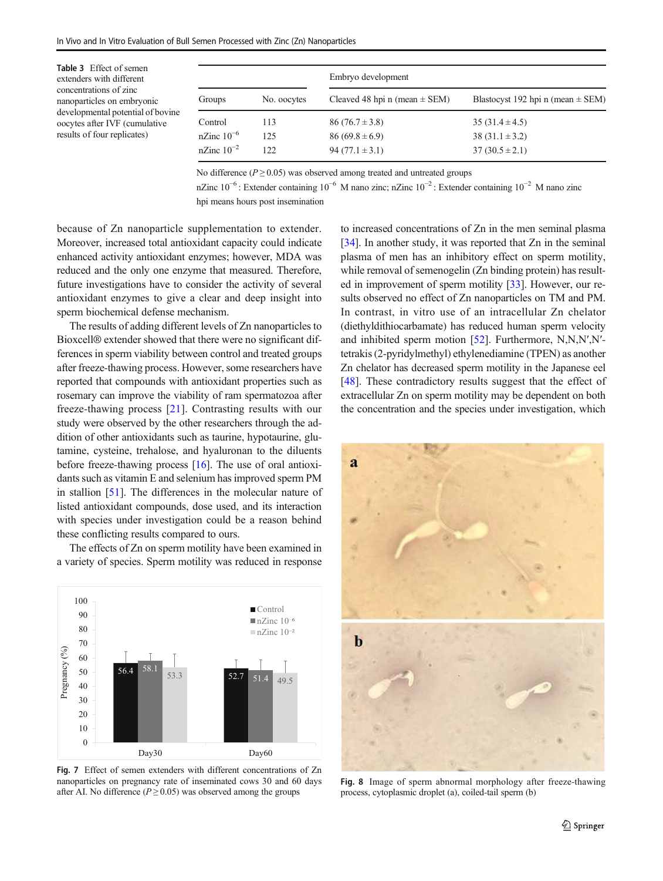**Table 3** Effect of semen extenders with different concentrations of zinc nanoparticles on embryonic developmental potential of bovine oocytes after IVF (cumulative results of four replicates)

| Groups | No. oocytes | Embryo development | |
|---|---|---|---|
| | | Cleaved 48 hpi n (mean ± SEM) | Blastocyst 192 hpi n (mean ± SEM) |
| Control | 113 | 86 (76.7 ± 3.8) | 35 (31.4 ± 4.5) |
| nZinc $10^{-6}$ | 125 | 86 (69.8 ± 6.9) | 38 (31.1 ± 3.2) |
| nZinc $10^{-2}$ | 122 | 94 (77.1 ± 3.1) | 37 (30.5 ± 2.1) |

No difference ($P \geq 0.05$) was observed among treated and untreated groups

nZinc $10^{-6}$: Extender containing $10^{-6}$ M nano zinc; nZinc $10^{-2}$: Extender containing $10^{-2}$ M nano zinc

hpi means hours post insemination

because of Zn nanoparticle supplementation to extender. Moreover, increased total antioxidant capacity could indicate enhanced activity antioxidant enzymes; however, MDA was reduced and the only one enzyme that measured. Therefore, future investigations have to consider the activity of several antioxidant enzymes to give a clear and deep insight into sperm biochemical defense mechanism.

The results of adding different levels of Zn nanoparticles to Bioxcell® extender showed that there were no significant differences in sperm viability between control and treated groups after freeze-thawing process. However, some researchers have reported that compounds with antioxidant properties such as rosemary can improve the viability of ram spermatozoa after freeze-thawing process [21]. Contrasting results with our study were observed by the other researchers through the addition of other antioxidants such as taurine, hypotaurine, glutamine, cysteine, trehalose, and hyaluronan to the diluents before freeze-thawing process [16]. The use of oral antioxidants such as vitamin E and selenium has improved sperm PM in stallion [51]. The differences in the molecular nature of listed antioxidant compounds, dose used, and its interaction with species under investigation could be a reason behind these conflicting results compared to ours.

The effects of Zn on sperm motility have been examined in a variety of species. Sperm motility was reduced in response to increased concentrations of Zn in the men seminal plasma [34]. In another study, it was reported that Zn in the seminal plasma of men has an inhibitory effect on sperm motility, while removal of semenogelin (Zn binding protein) has resulted in improvement of sperm motility [33]. However, our results observed no effect of Zn nanoparticles on TM and PM. In contrast, in vitro use of an intracellular Zn chelator (diethyldithiocarbamate) has reduced human sperm velocity and inhibited sperm motion [52]. Furthermore, N,N,N′,N′-tetrakis (2-pyridylmethyl) ethylenediamine (TPEN) as another Zn chelator has decreased sperm motility in the Japanese eel [48]. These contradictory results suggest that the effect of extracellular Zn on sperm motility may be dependent on both the concentration and the species under investigation, which

**Fig. 7** Effect of semen extenders with different concentrations of Zn nanoparticles on pregnancy rate of inseminated cows 30 and 60 days after AI. No difference ($P \geq 0.05$) was observed among the groups

**Fig. 8** Image of sperm abnormal morphology after freeze-thawing process, cytoplasmic droplet (a), coiled-tail sperm (b)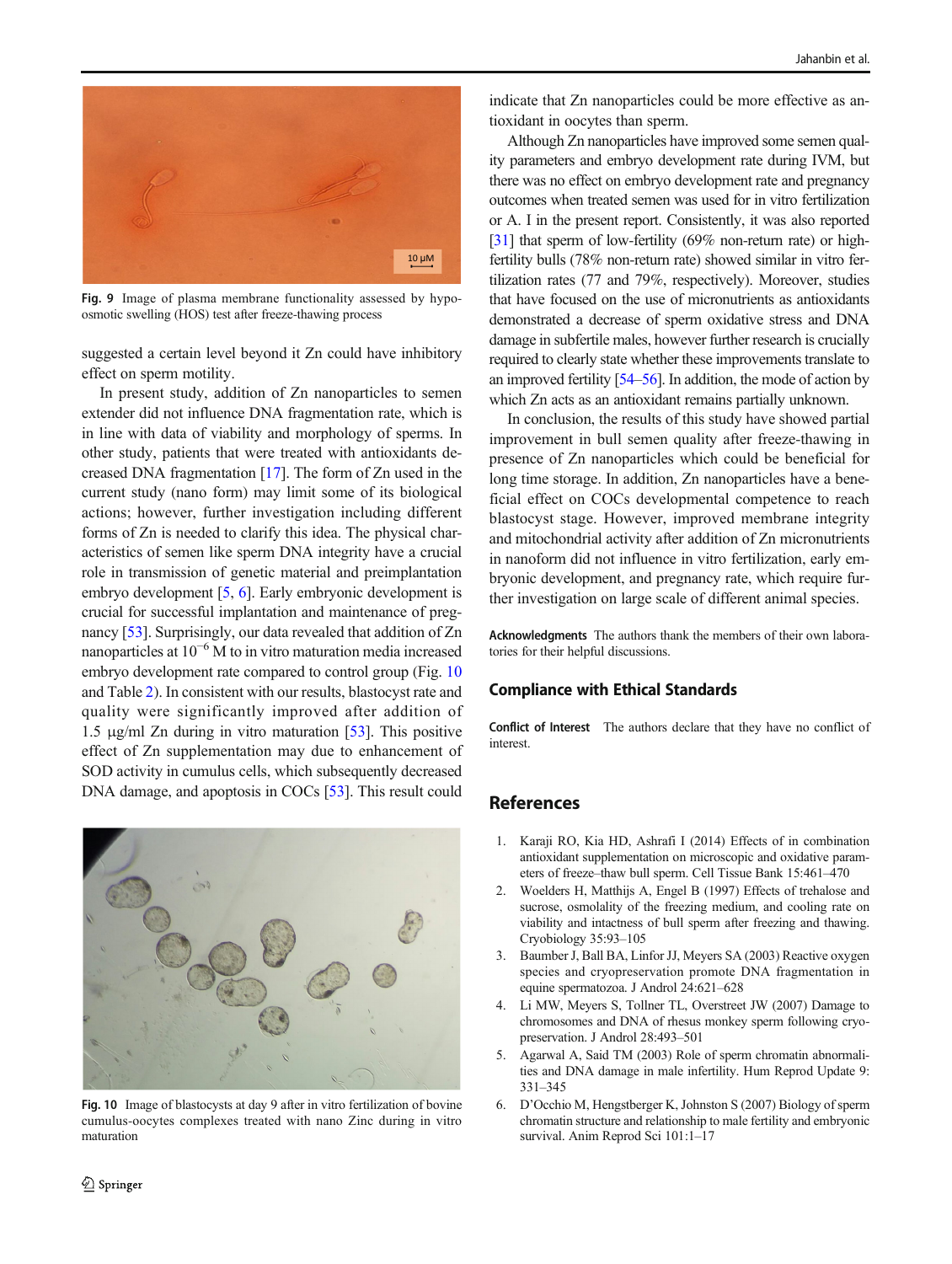Fig. 9 Image of plasma membrane functionality assessed by hypo-osmotic swelling (HOS) test after freeze-thawing process

suggested a certain level beyond it Zn could have inhibitory effect on sperm motility.

In present study, addition of Zn nanoparticles to semen extender did not influence DNA fragmentation rate, which is in line with data of viability and morphology of sperms. In other study, patients that were treated with antioxidants decreased DNA fragmentation [17]. The form of Zn used in the current study (nano form) may limit some of its biological actions; however, further investigation including different forms of Zn is needed to clarify this idea. The physical characteristics of semen like sperm DNA integrity have a crucial role in transmission of genetic material and preimplantation embryo development [5, 6]. Early embryonic development is crucial for successful implantation and maintenance of pregnancy [53]. Surprisingly, our data revealed that addition of Zn nanoparticles at $10^{-6}$ M to in vitro maturation media increased embryo development rate compared to control group (Fig. 10 and Table 2). In consistent with our results, blastocyst rate and quality were significantly improved after addition of 1.5 μg/ml Zn during in vitro maturation [53]. This positive effect of Zn supplementation may due to enhancement of SOD activity in cumulus cells, which subsequently decreased DNA damage, and apoptosis in COCs [53]. This result could indicate that Zn nanoparticles could be more effective as antioxidant in oocytes than sperm.

Fig. 10 Image of blastocysts at day 9 after in vitro fertilization of bovine cumulus-oocytes complexes treated with nano Zinc during in vitro maturation

Although Zn nanoparticles have improved some semen quality parameters and embryo development rate during IVM, but there was no effect on embryo development rate and pregnancy outcomes when treated semen was used for in vitro fertilization or A. I in the present report. Consistently, it was also reported [31] that sperm of low-fertility (69% non-return rate) or high-fertility bulls (78% non-return rate) showed similar in vitro fertilization rates (77 and 79%, respectively). Moreover, studies that have focused on the use of micronutrients as antioxidants demonstrated a decrease of sperm oxidative stress and DNA damage in subfertile males, however further research is crucially required to clearly state whether these improvements translate to an improved fertility [54–56]. In addition, the mode of action by which Zn acts as an antioxidant remains partially unknown.

In conclusion, the results of this study have showed partial improvement in bull semen quality after freeze-thawing in presence of Zn nanoparticles which could be beneficial for long time storage. In addition, Zn nanoparticles have a beneficial effect on COCs developmental competence to reach blastocyst stage. However, improved membrane integrity and mitochondrial activity after addition of Zn micronutrients in nanoform did not influence in vitro fertilization, early embryonic development, and pregnancy rate, which require further investigation on large scale of different animal species.

**Acknowledgments** The authors thank the members of their own laboratories for their helpful discussions.

## Compliance with Ethical Standards

**Conflict of Interest** The authors declare that they have no conflict of interest.

## References

1. Karaji RO, Kia HD, Ashrafi I (2014) Effects of in combination antioxidant supplementation on microscopic and oxidative parameters of freeze–thaw bull sperm. Cell Tissue Bank 15:461–470
2. Woelders H, Matthijs A, Engel B (1997) Effects of trehalose and sucrose, osmolality of the freezing medium, and cooling rate on viability and intactness of bull sperm after freezing and thawing. Cryobiology 35:93–105
3. Baumber J, Ball BA, Linfor JJ, Meyers SA (2003) Reactive oxygen species and cryopreservation promote DNA fragmentation in equine spermatozoa. J Androl 24:621–628
4. Li MW, Meyers S, Tollner TL, Overstreet JW (2007) Damage to chromosomes and DNA of rhesus monkey sperm following cryopreservation. J Androl 28:493–501
5. Agarwal A, Said TM (2003) Role of sperm chromatin abnormalities and DNA damage in male infertility. Hum Reprod Update 9: 331–345
6. D'Occhio M, Hengstberger K, Johnston S (2007) Biology of sperm chromatin structure and relationship to male fertility and embryonic survival. Anim Reprod Sci 101:1–17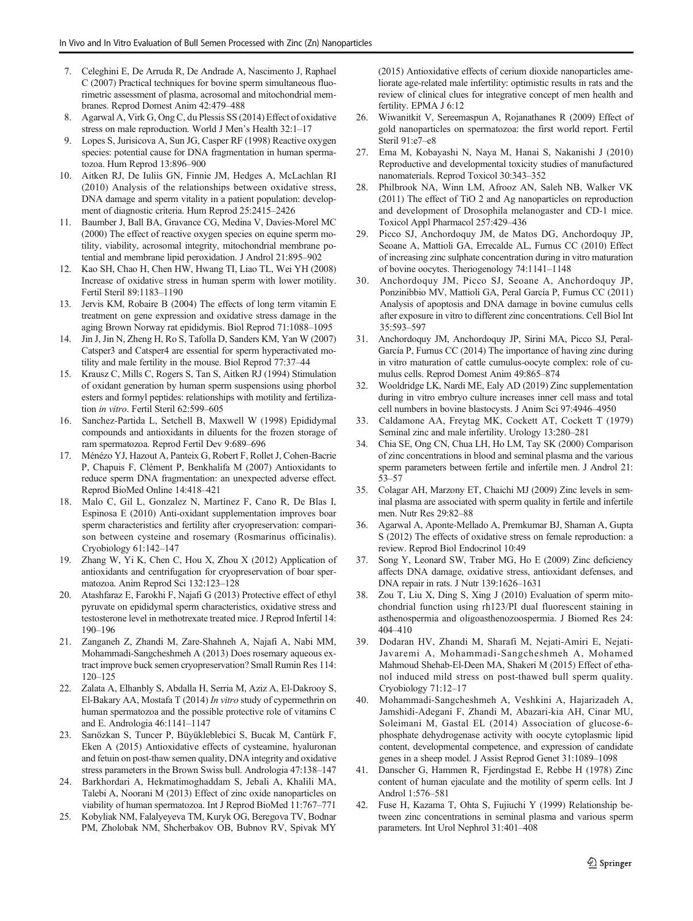7. Celeghini E, De Arruda R, De Andrade A, Nascimento J, Raphael C (2007) Practical techniques for bovine sperm simultaneous fluorimetric assessment of plasma, acrosomal and mitochondrial membranes. Reprod Domest Anim 42:479–488
8. Agarwal A, Virk G, Ong C, du Plessis SS (2014) Effect of oxidative stress on male reproduction. World J Men's Health 32:1–17
9. Lopes S, Jurisicova A, Sun JG, Casper RF (1998) Reactive oxygen species: potential cause for DNA fragmentation in human spermatozoa. Hum Reprod 13:896–900
10. Aitken RJ, De Iuliis GN, Finnie JM, Hedges A, McLachlan RI (2010) Analysis of the relationships between oxidative stress, DNA damage and sperm vitality in a patient population: development of diagnostic criteria. Hum Reprod 25:2415–2426
11. Baumber J, Ball BA, Gravance CG, Medina V, Davies-Morel MC (2000) The effect of reactive oxygen species on equine sperm motility, viability, acrosomal integrity, mitochondrial membrane potential and membrane lipid peroxidation. J Androl 21:895–902
12. Kao SH, Chao H, Chen HW, Hwang TI, Liao TL, Wei YH (2008) Increase of oxidative stress in human sperm with lower motility. Fertil Steril 89:1183–1190
13. Jervis KM, Robaire B (2004) The effects of long term vitamin E treatment on gene expression and oxidative stress damage in the aging Brown Norway rat epididymis. Biol Reprod 71:1088–1095
14. Jin J, Jin N, Zheng H, Ro S, Tafolla D, Sanders KM, Yan W (2007) Catsper3 and Catsper4 are essential for sperm hyperactivated motility and male fertility in the mouse. Biol Reprod 77:37–44
15. Krausz C, Mills C, Rogers S, Tan S, Aitken RJ (1994) Stimulation of oxidant generation by human sperm suspensions using phorbol esters and formyl peptides: relationships with motility and fertilization *in vitro*. Fertil Steril 62:599–605
16. Sanchez-Partida L, Setchell B, Maxwell W (1998) Epididymal compounds and antioxidants in diluents for the frozen storage of ram spermatozoa. Reprod Fertil Dev 9:689–696
17. Ménézo YJ, Hazout A, Panteix G, Robert F, Rollet J, Cohen-Bacrie P, Chapuis F, Clément P, Benkhalifa M (2007) Antioxidants to reduce sperm DNA fragmentation: an unexpected adverse effect. Reprod BioMed Online 14:418–421
18. Malo C, Gil L, Gonzalez N, Martínez F, Cano R, De Blas I, Espinosa E (2010) Anti-oxidant supplementation improves boar sperm characteristics and fertility after cryopreservation: comparison between cysteine and rosemary (Rosmarinus officinalis). Cryobiology 61:142–147
19. Zhang W, Yi K, Chen C, Hou X, Zhou X (2012) Application of antioxidants and centrifugation for cryopreservation of boar spermatozoa. Anim Reprod Sci 132:123–128
20. Atashfaraz E, Farokhi F, Najafi G (2013) Protective effect of ethyl pyruvate on epididymal sperm characteristics, oxidative stress and testosterone level in methotrexate treated mice. J Reprod Infertil 14:190–196
21. Zanganeh Z, Zhandi M, Zare-Shahneh A, Najafi A, Nabi MM, Mohammadi-Sangcheshmeh A (2013) Does rosemary aqueous extract improve buck semen cryopreservation? Small Rumin Res 114:120–125
22. Zalata A, Elhanbly S, Abdalla H, Serria M, Aziz A, El-Dakrooy S, El-Bakary AA, Mostafa T (2014) *In vitro* study of cypermethrin on human spermatozoa and the possible protective role of vitamins C and E. Andrologia 46:1141–1147
23. Sarıözkan S, Tuncer P, Büyükleblebici S, Bucak M, Cantürk F, Eken A (2015) Antioxidative effects of cysteamine, hyaluronan and fetuin on post-thaw semen quality, DNA integrity and oxidative stress parameters in the Brown Swiss bull. Andrologia 47:138–147
24. Barkhordari A, Hekmatimoghaddam S, Jebali A, Khalili MA, Talebi A, Noorani M (2013) Effect of zinc oxide nanoparticles on viability of human spermatozoa. Int J Reprod BioMed 11:767–771
25. Kobyliak NM, Falalyeyeva TM, Kuryk OG, Beregova TV, Bodnar PM, Zholobak NM, Shcherbakov OB, Bubnov RV, Spivak MY (2015) Antioxidative effects of cerium dioxide nanoparticles ameliorate age-related male infertility: optimistic results in rats and the review of clinical clues for integrative concept of men health and fertility. EPMA J 6:12
26. Wiwanitkit V, Sereemaspun A, Rojanathanes R (2009) Effect of gold nanoparticles on spermatozoa: the first world report. Fertil Steril 91:e7–e8
27. Ema M, Kobayashi N, Naya M, Hanai S, Nakanishi J (2010) Reproductive and developmental toxicity studies of manufactured nanomaterials. Reprod Toxicol 30:343–352
28. Philbrook NA, Winn LM, Afrooz AN, Saleh NB, Walker VK (2011) The effect of TiO 2 and Ag nanoparticles on reproduction and development of Drosophila melanogaster and CD-1 mice. Toxicol Appl Pharmacol 257:429–436
29. Picco SJ, Anchordoquy JM, de Matos DG, Anchordoquy JP, Seoane A, Mattioli GA, Errecalde AL, Furnus CC (2010) Effect of increasing zinc sulphate concentration during in vitro maturation of bovine oocytes. Theriogenology 74:1141–1148
30. Anchordoquy JM, Picco SJ, Seoane A, Anchordoquy JP, Ponzinibbio MV, Mattioli GA, Peral García P, Furnus CC (2011) Analysis of apoptosis and DNA damage in bovine cumulus cells after exposure in vitro to different zinc concentrations. Cell Biol Int 35:593–597
31. Anchordoquy JM, Anchordoquy JP, Sirini MA, Picco SJ, Peral-García P, Furnus CC (2014) The importance of having zinc during in vitro maturation of cattle cumulus-oocyte complex: role of cumulus cells. Reprod Domest Anim 49:865–874
32. Wooldridge LK, Nardi ME, Ealy AD (2019) Zinc supplementation during in vitro embryo culture increases inner cell mass and total cell numbers in bovine blastocysts. J Anim Sci 97:4946–4950
33. Caldamone AA, Freytag MK, Cockett AT, Cockett T (1979) Seminal zinc and male infertility. Urology 13:280–281
34. Chia SE, Ong CN, Chua LH, Ho LM, Tay SK (2000) Comparison of zinc concentrations in blood and seminal plasma and the various sperm parameters between fertile and infertile men. J Androl 21:53–57
35. Colagar AH, Marzony ET, Chaichi MJ (2009) Zinc levels in seminal plasma are associated with sperm quality in fertile and infertile men. Nutr Res 29:82–88
36. Agarwal A, Aponte-Mellado A, Premkumar BJ, Shaman A, Gupta S (2012) The effects of oxidative stress on female reproduction: a review. Reprod Biol Endocrinol 10:49
37. Song Y, Leonard SW, Traber MG, Ho E (2009) Zinc deficiency affects DNA damage, oxidative stress, antioxidant defenses, and DNA repair in rats. J Nutr 139:1626–1631
38. Zou T, Liu X, Ding S, Xing J (2010) Evaluation of sperm mitochondrial function using rh123/PI dual fluorescent staining in asthenospermia and oligoasthenozoospermia. J Biomed Res 24:404–410
39. Dodaran HV, Zhandi M, Sharafi M, Nejati-Amiri E, Nejati-Javaremi A, Mohammadi-Sangcheshmeh A, Mohamed Mahmoud Shehab-El-Deen MA, Shakeri M (2015) Effect of ethanol induced mild stress on post-thawed bull sperm quality. Cryobiology 71:12–17
40. Mohammadi-Sangcheshmeh A, Veshkini A, Hajarizadeh A, Jamshidi-Adegani F, Zhandi M, Abazari-kia AH, Cinar MU, Soleimani M, Gastal EL (2014) Association of glucose-6-phosphate dehydrogenase activity with oocyte cytoplasmic lipid content, developmental competence, and expression of candidate genes in a sheep model. J Assist Reprod Genet 31:1089–1098
41. Danscher G, Hammen R, Fjerdingstad E, Rebbe H (1978) Zinc content of human ejaculate and the motility of sperm cells. Int J Androl 1:576–581
42. Fuse H, Kazama T, Ohta S, Fujiuchi Y (1999) Relationship between zinc concentrations in seminal plasma and various sperm parameters. Int Urol Nephrol 31:401–408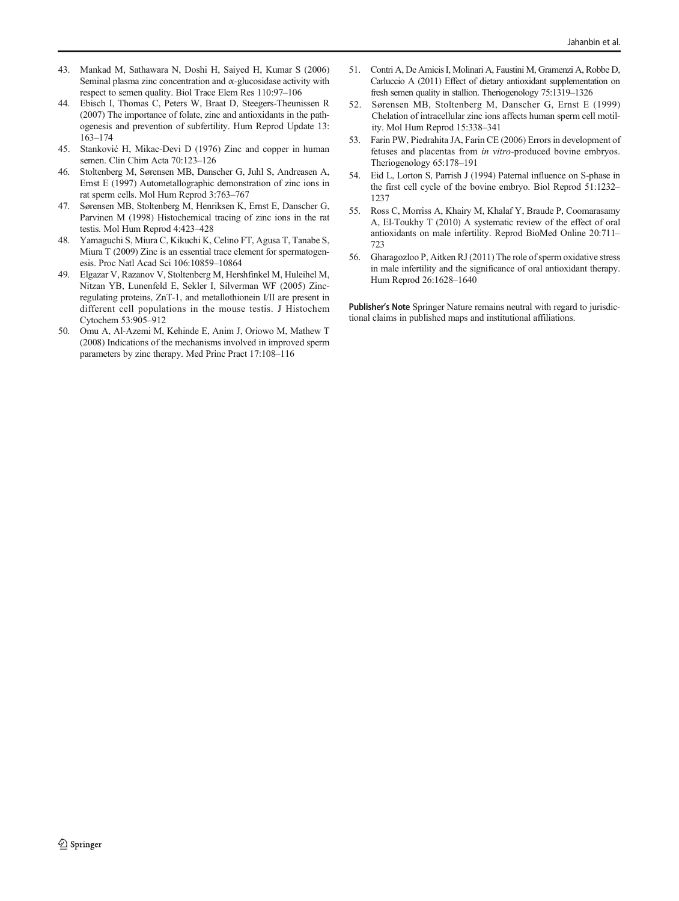43. Mankad M, Sathawara N, Doshi H, Saiyed H, Kumar S (2006) Seminal plasma zinc concentration and α-glucosidase activity with respect to semen quality. Biol Trace Elem Res 110:97–106
44. Ebisch I, Thomas C, Peters W, Braat D, Steegers-Theunissen R (2007) The importance of folate, zinc and antioxidants in the pathogenesis and prevention of subfertility. Hum Reprod Update 13: 163–174
45. Stanković H, Mikac-Devi D (1976) Zinc and copper in human semen. Clin Chim Acta 70:123–126
46. Stoltenberg M, Sørensen MB, Danscher G, Juhl S, Andreasen A, Ernst E (1997) Autometallographic demonstration of zinc ions in rat sperm cells. Mol Hum Reprod 3:763–767
47. Sørensen MB, Stoltenberg M, Henriksen K, Ernst E, Danscher G, Parvinen M (1998) Histochemical tracing of zinc ions in the rat testis. Mol Hum Reprod 4:423–428
48. Yamaguchi S, Miura C, Kikuchi K, Celino FT, Agusa T, Tanabe S, Miura T (2009) Zinc is an essential trace element for spermatogenesis. Proc Natl Acad Sci 106:10859–10864
49. Elgazar V, Razanov V, Stoltenberg M, Hershfinkel M, Huleihel M, Nitzan YB, Lunenfeld E, Sekler I, Silverman WF (2005) Zinc-regulating proteins, ZnT-1, and metallothionein I/II are present in different cell populations in the mouse testis. J Histochem Cytochem 53:905–912
50. Omu A, Al-Azemi M, Kehinde E, Anim J, Oriowo M, Mathew T (2008) Indications of the mechanisms involved in improved sperm parameters by zinc therapy. Med Princ Pract 17:108–116
51. Contri A, De Amicis I, Molinari A, Faustini M, Gramenzi A, Robbe D, Carluccio A (2011) Effect of dietary antioxidant supplementation on fresh semen quality in stallion. Theriogenology 75:1319–1326
52. Sørensen MB, Stoltenberg M, Danscher G, Ernst E (1999) Chelation of intracellular zinc ions affects human sperm cell motility. Mol Hum Reprod 15:338–341
53. Farin PW, Piedrahita JA, Farin CE (2006) Errors in development of fetuses and placentas from *in vitro*-produced bovine embryos. Theriogenology 65:178–191
54. Eid L, Lorton S, Parrish J (1994) Paternal influence on S-phase in the first cell cycle of the bovine embryo. Biol Reprod 51:1232–1237
55. Ross C, Morriss A, Khairy M, Khalaf Y, Braude P, Coomarasamy A, El-Toukhy T (2010) A systematic review of the effect of oral antioxidants on male infertility. Reprod BioMed Online 20:711–723
56. Gharagozloo P, Aitken RJ (2011) The role of sperm oxidative stress in male infertility and the significance of oral antioxidant therapy. Hum Reprod 26:1628–1640

**Publisher's Note** Springer Nature remains neutral with regard to jurisdictional claims in published maps and institutional affiliations.